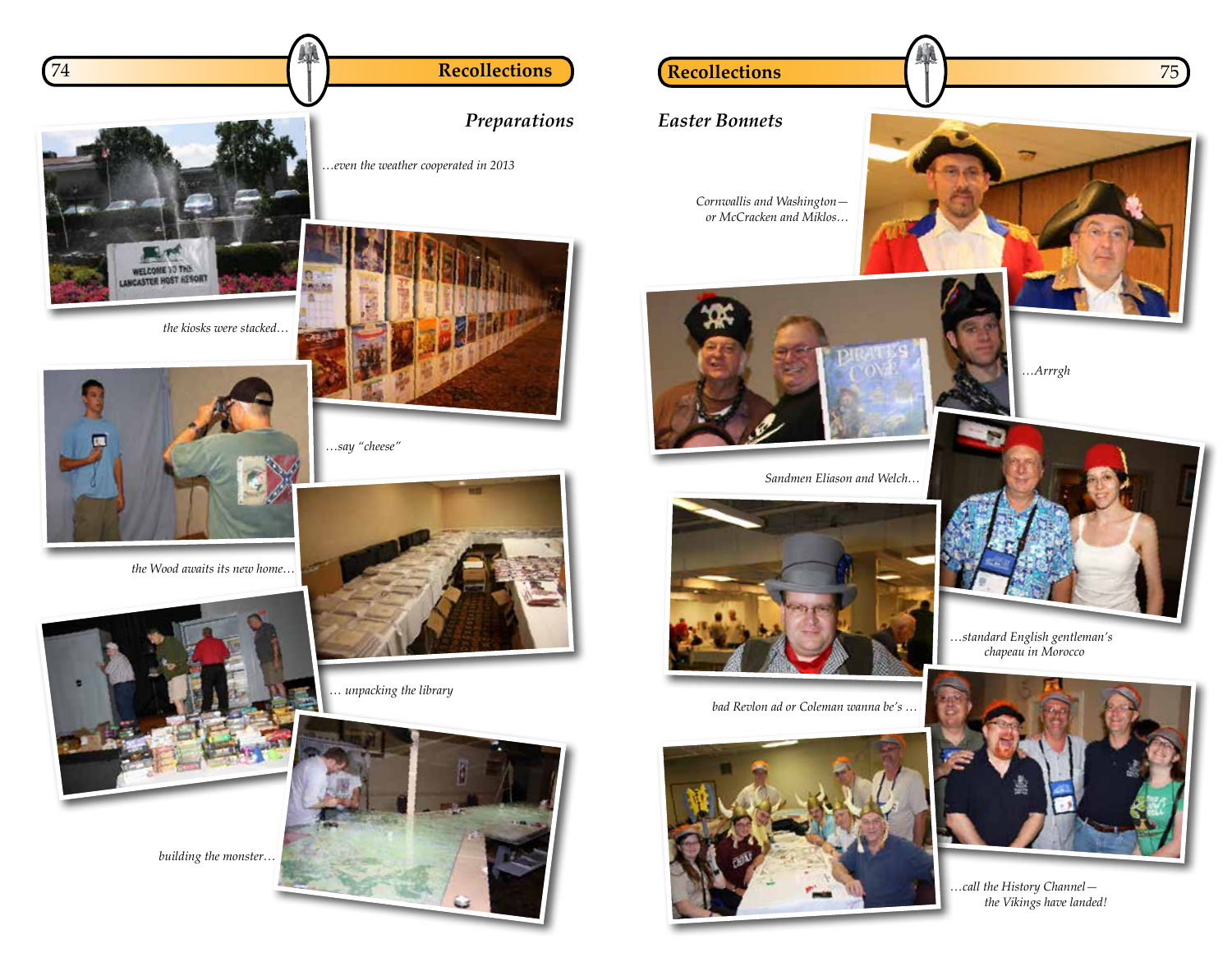## Preparations

*…even the weather cooperated in 2013*

*the kiosks were stacked…*

*…say "cheese"*

*the Wood awaits its new home…*

*… unpacking the library*

*building the monster…*

## Easter Bonnets

*Cornwallis and Washington—or McCracken and Miklos…*

*…Arrrgh*

*Sandmen Eliason and Welch…*

*…standard English gentleman's chapeau in Morocco*

*bad Revlon ad or Coleman wanna be's …*

*…call the History Channel—the Vikings have landed!*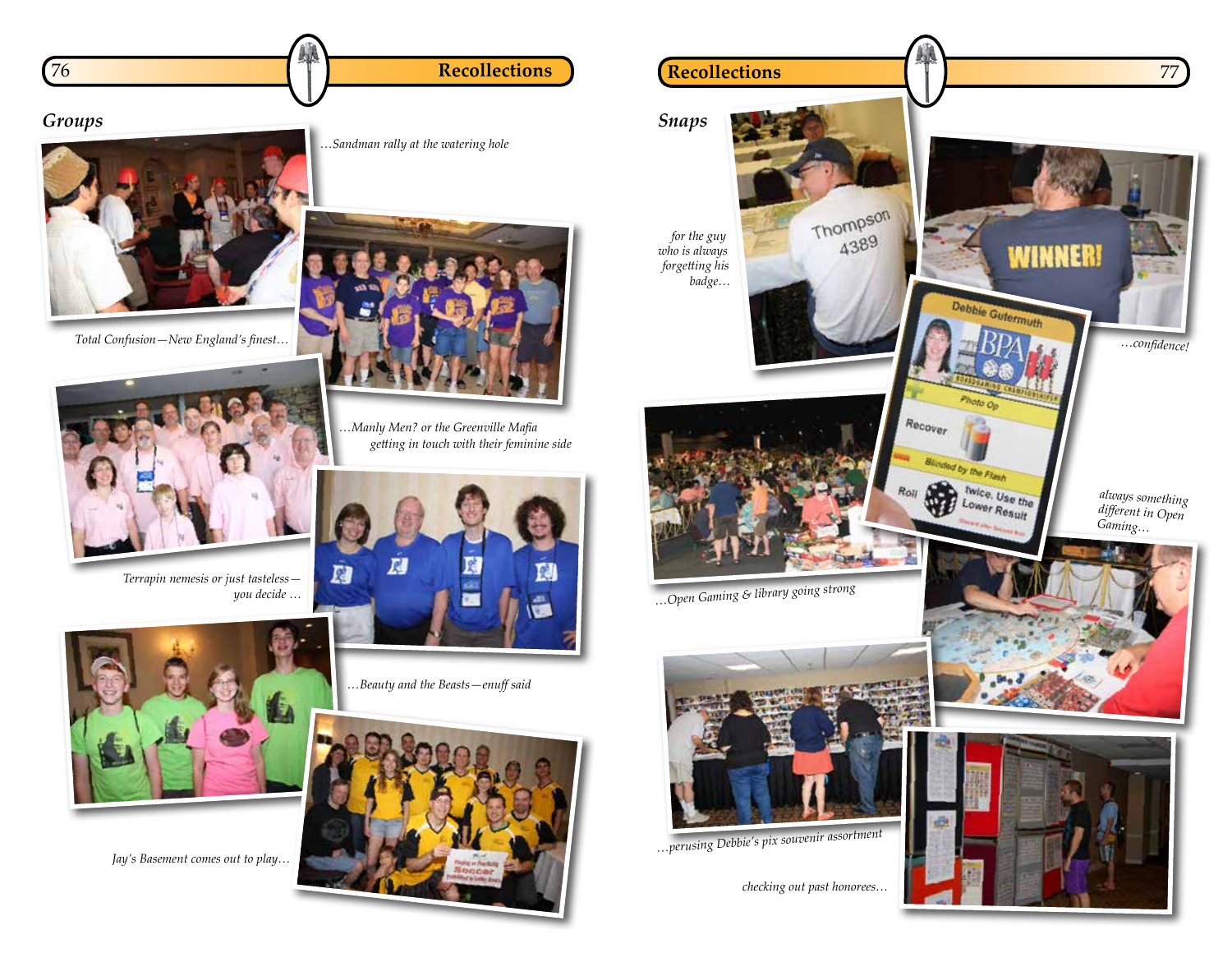## Groups

…Sandman rally at the watering hole

Total Confusion—New England's finest…

…Manly Men? or the Greenville Mafia getting in touch with their feminine side

Terrapin nemesis or just tasteless—you decide …

…Beauty and the Beasts—enuff said

Jay's Basement comes out to play…

## Snaps

for the guy who is always forgetting his badge…

…confidence!

…Open Gaming & library going strong

always something different in Open Gaming…

…perusing Debbie's pix souvenir assortment

checking out past honorees…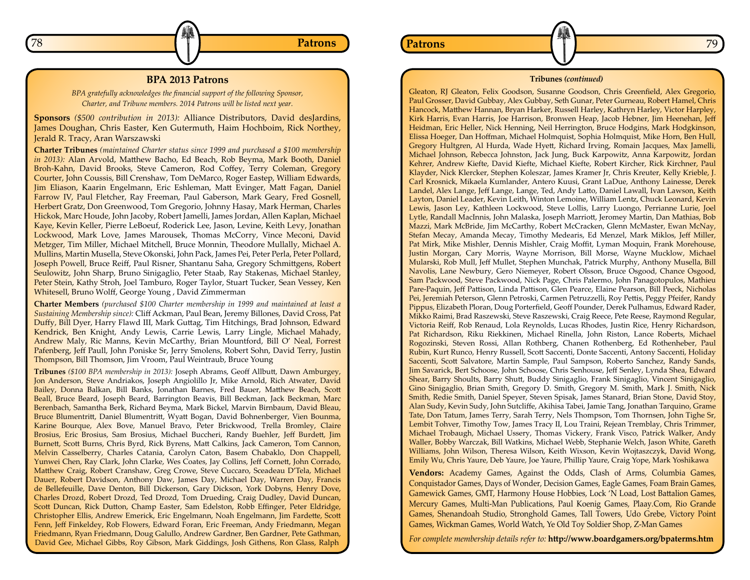## BPA 2013 Patrons

*BPA gratefully acknowledges the financial support of the following Sponsor, Charter, and Tribune members. 2014 Patrons will be listed next year.*

**Sponsors** *($500 contribution in 2013):* Alliance Distributors, David desJardins, James Doughan, Chris Easter, Ken Gutermuth, Haim Hochboim, Rick Northey, Jerald R. Tracy, Aran Warszawski

**Charter Tribunes** *(maintained Charter status since 1999 and purchased a $100 membership in 2013):* Alan Arvold, Matthew Bacho, Ed Beach, Rob Beyma, Mark Booth, Daniel Broh-Kahn, David Brooks, Steve Cameron, Rod Coffey, Terry Coleman, Gregory Courter, John Coussis, Bill Crenshaw, Tom DeMarco, Roger Eastep, William Edwards, Jim Eliason, Kaarin Engelmann, Eric Eshleman, Matt Evinger, Matt Fagan, Daniel Farrow IV, Paul Fletcher, Ray Freeman, Paul Gaberson, Mark Geary, Fred Gosnell, Herbert Gratz, Don Greenwood, Tom Gregorio, Johnny Hasay, Mark Herman, Charles Hickok, Marc Houde, John Jacoby, Robert Jamelli, James Jordan, Allen Kaplan, Michael Kaye, Kevin Keller, Pierre LeBoeuf, Roderick Lee, Jason, Levine, Keith Levy, Jonathan Lockwood, Mark Love, James Marousek, Thomas McCorry, Vince Meconi, David Metzger, Tim Miller, Michael Mitchell, Bruce Monnin, Theodore Mullally, Michael A. Mullins, Martin Musella, Steve Okonski, John Pack, James Pei, Peter Perla, Peter Pollard, Joseph Powell, Bruce Reiff, Paul Risner, Shantanu Saha, Gregory Schmittgens, Robert Seulowitz, John Sharp, Bruno Sinigaglio, Peter Staab, Ray Stakenas, Michael Stanley, Peter Stein, Kathy Stroh, Joel Tamburo, Roger Taylor, Stuart Tucker, Sean Vessey, Ken Whitesell, Bruno Wolff, George Young , David Zimmerman

**Charter Members** *(purchased $100 Charter membership in 1999 and maintained at least a Sustaining Membership since):* Cliff Ackman, Paul Bean, Jeremy Billones, David Cross, Pat Duffy, Bill Dyer, Harry Flawd III, Mark Guttag, Tim Hitchings, Brad Johnson, Edward Kendrick, Ben Knight, Andy Lewis, Carrie Lewis, Larry Lingle, Michael Mahady, Andrew Maly, Ric Manns, Kevin McCarthy, Brian Mountford, Bill O' Neal, Forrest Pafenberg, Jeff Paull, John Poniske Sr, Jerry Smolens, Robert Sohn, David Terry, Justin Thompson, Bill Thomson, Jim Vroom, Paul Weintraub, Bruce Young

**Tribunes** *($100 BPA membership in 2013):* Joseph Abrams, Geoff Allbutt, Dawn Amburgey, Jon Anderson, Steve Andriakos, Joseph Angiolillo Jr, Mike Arnold, Rich Atwater, David Bailey, Donna Balkan, Bill Banks, Jonathan Barnes, Fred Bauer, Matthew Beach, Scott Beall, Bruce Beard, Joseph Beard, Barrington Beavis, Bill Beckman, Jack Beckman, Marc Berenbach, Samantha Berk, Richard Beyma, Mark Bickel, Marvin Birnbaum, David Bleau, Bruce Blumentritt, Daniel Blumentritt, Wyatt Bogan, David Bohnenberger, Vien Bounma, Karine Bourque, Alex Bove, Manuel Bravo, Peter Brickwood, Trella Bromley, Claire Brosius, Eric Brosius, Sam Brosius, Michael Buccheri, Randy Buehler, Jeff Burdett, Jim Burnett, Scott Burns, Chris Byrd, Rick Byrens, Matt Calkins, Jack Cameron, Tom Cannon, Melvin Casselberry, Charles Catania, Carolyn Caton, Basem Chabaklo, Don Chappell, Yunwei Chen, Ray Clark, John Clarke, Wes Coates, Jay Collins, Jeff Cornett, John Corrado, Matthew Craig, Robert Cranshaw, Greg Crowe, Steve Cuccaro, Sceadeau D'Tela, Michael Dauer, Robert Davidson, Anthony Daw, James Day, Michael Day, Warren Day, Francis de Bellefeuille, Dave Denton, Bill Dickerson, Gary Dickson, York Dobyns, Henry Dove, Charles Drozd, Robert Drozd, Ted Drozd, Tom Drueding, Craig Dudley, David Duncan, Scott Duncan, Rick Dutton, Champ Easter, Sam Edelston, Robb Effinger, Peter Eldridge, Christopher Ellis, Andrew Emerick, Eric Engelmann, Noah Engelmann, Jim Fardette, Scott Fenn, Jeff Finkeldey, Rob Flowers, Edward Foran, Eric Freeman, Andy Friedmann, Megan Friedmann, Ryan Friedmann, Doug Galullo, Andrew Gardner, Ben Gardner, Pete Gathman, David Gee, Michael Gibbs, Roy Gibson, Mark Giddings, Josh Githens, Ron Glass, Ralph Gleaton, RJ Gleaton, Felix Goodson, Susanne Goodson, Chris Greenfield, Alex Gregorio, Paul Grosser, David Gubbay, Alex Gubbay, Seth Gunar, Peter Gurneau, Robert Hamel, Chris Hancock, Matthew Hannan, Bryan Harker, Russell Harley, Kathryn Harley, Victor Harpley, Kirk Harris, Evan Harris, Joe Harrison, Bronwen Heap, Jacob Hebner, Jim Heenehan, Jeff Heidman, Eric Heller, Nick Henning, Neil Herrington, Bruce Hodgins, Mark Hodgkinson, Elissa Hoeger, Dan Hoffman, Michael Holmquist, Sophia Holmquist, Mike Horn, Ben Hull, Gregory Hultgren, Al Hurda, Wade Hyett, Richard Irving, Romain Jacques, Max Jamelli, Michael Johnson, Rebecca Johnston, Jack Jung, Buck Karpowitz, Anna Karpowitz, Jordan Kehrer, Andrew Kiefte, David Kiefte, Michael Kiefte, Robert Kircher, Rick Kirchner, Paul Klayder, Nick Klercker, Stephen Koleszar, James Kramer Jr, Chris Kreuter, Kelly Krieble, J. Carl Krosnick, Mikaela Kumlander, Antero Kuusi, Grant LaDue, Anthony Lainesse, Derek Landel, Alex Lange, Jeff Lange, Lange, Ted, Andy Latto, Daniel Lawall, Ivan Lawson, Keith Layton, Daniel Leader, Kevin Leith, Winton Lemoine, William Lentz, Chuck Leonard, Kevin Lewis, Jason Ley, Kathleen Lockwood, Steve Lollis, Larry Luongo, Perrianne Lurie, Joel Lytle, Randall MacInnis, John Malaska, Joseph Marriott, Jeromey Martin, Dan Mathias, Bob Mazzi, Mark McBride, Jim McCarthy, Robert McCracken, Glenn McMaster, Ewan McNay, Stefan Mecay, Amanda Mecay, Timothy Medearis, Ed Menzel, Mark Miklos, Jeff Miller, Pat Mirk, Mike Mishler, Dennis Mishler, Craig Moffit, Lyman Moquin, Frank Morehouse, Justin Morgan, Cary Morris, Wayne Morrison, Bill Morse, Wayne Mucklow, Michael Mularski, Rob Mull, Jeff Mullet, Stephen Munchak, Patrick Murphy, Anthony Musella, Bill Navolis, Lane Newbury, Gero Niemeyer, Robert Olsson, Bruce Osgood, Chance Osgood, Sam Packwood, Steve Packwood, Nick Page, Chris Palermo, John Panagotopulos, Mathieu Pare-Paquin, Jeff Pattison, Linda Pattison, Glen Pearce, Elaine Pearson, Bill Peeck, Nicholas Pei, Jeremiah Peterson, Glenn Petroski, Carmen Petruzzelli, Roy Pettis, Peggy Pfeifer, Randy Pippus, Elizabeth Ploran, Doug Porterfield, Geoff Pounder, Derek Pulhamus, Edward Rader, Mikko Raimi, Brad Raszewski, Steve Raszewski, Craig Reece, Pete Reese, Raymond Regular, Victoria Reiff, Rob Renaud, Lola Reynolds, Lucas Rhodes, Justin Rice, Henry Richardson, Pat Richardson, Riku Riekkinen, Michael Rinella, John Riston, Lance Roberts, Michael Rogozinski, Steven Rossi, Allan Rothberg, Chanen Rothenberg, Ed Rothenheber, Paul Rubin, Kurt Runco, Henry Russell, Scott Saccenti, Donte Saccenti, Antony Saccenti, Holiday Saccenti, Scott Salvatore, Martin Sample, Paul Sampson, Roberto Sanchez, Randy Sands, Jim Savarick, Bert Schoose, John Schoose, Chris Senhouse, Jeff Senley, Lynda Shea, Edward Shear, Barry Shoults, Barry Shutt, Buddy Sinigaglio, Frank Sinigaglio, Vincent Sinigaglio, Gino Sinigaglio, Brian Smith, Gregory D. Smith, Gregory M. Smith, Mark J. Smith, Nick Smith, Redie Smith, Daniel Speyer, Steven Spisak, James Stanard, Brian Stone, David Stoy, Alan Sudy, Kevin Sudy, John Sutcliffe, Akihisa Tabei, Jamie Tang, Jonathan Tarquino, Grame Tate, Don Tatum, James Terry, Sarah Terry, Nels Thompson, Tom Thornsen, John Tighe Sr, Lembit Tohver, Timothy Tow, James Tracy II, Lou Traini, Rejean Tremblay, Chris Trimmer, Michael Trobaugh, Michael Ussery, Thomas Vickery, Frank Visco, Patrick Walker, Andy Waller, Bobby Warczak, Bill Watkins, Michael Webb, Stephanie Welch, Jason White, Gareth Williams, John Wilson, Theresa Wilson, Keith Wixson, Kevin Wojtaszczyk, David Wong, Emily Wu, Chris Yaure, Deb Yaure, Joe Yaure, Phillip Yaure, Craig Yope, Mark Yoshikawa

**Vendors:** Academy Games, Against the Odds, Clash of Arms, Columbia Games, Conquistador Games, Days of Wonder, Decision Games, Eagle Games, Foam Brain Games, Gamewick Games, GMT, Harmony House Hobbies, Lock 'N Load, Lost Battalion Games, Mercury Games, Multi-Man Publications, Paul Koenig Games, Plaay.Com, Rio Grande Games, Shenandoah Studio, Stronghold Games, Tall Towers, Udo Grebe, Victory Point Games, Wickman Games, World Watch, Ye Old Toy Soldier Shop, Z-Man Games

*For complete membership details refer to:* **http://www.boardgamers.org/bpaterms.htm**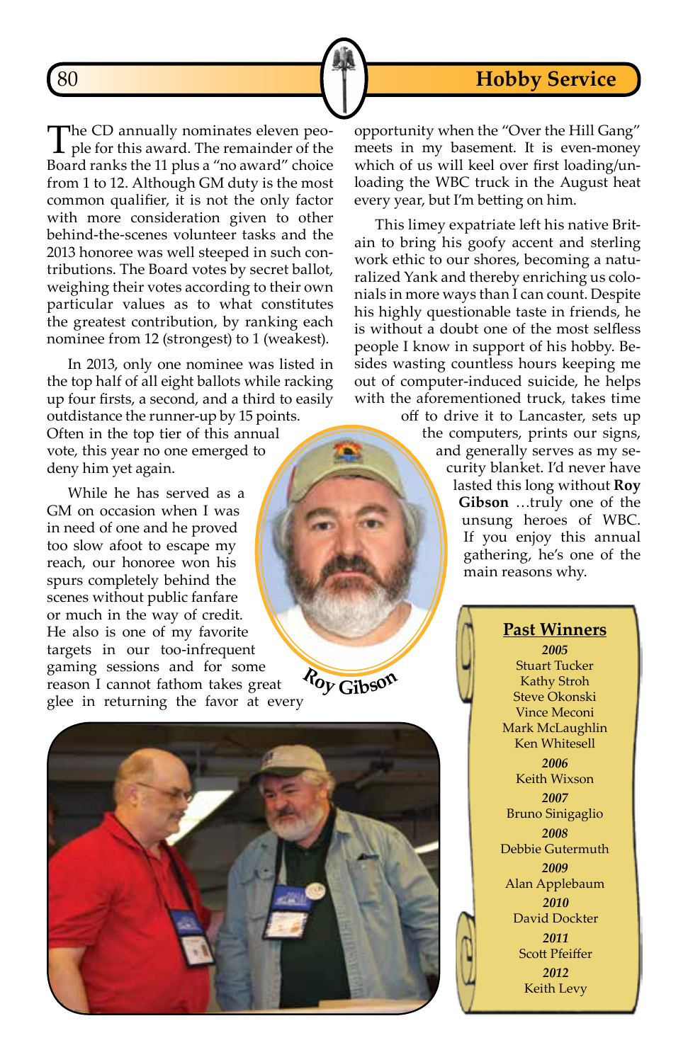## Hobby Service

The CD annually nominates eleven people for this award. The remainder of the Board ranks the 11 plus a "no award" choice from 1 to 12. Although GM duty is the most common qualifier, it is not the only factor with more consideration given to other behind-the-scenes volunteer tasks and the 2013 honoree was well steeped in such contributions. The Board votes by secret ballot, weighing their votes according to their own particular values as to what constitutes the greatest contribution, by ranking each nominee from 12 (strongest) to 1 (weakest).

In 2013, only one nominee was listed in the top half of all eight ballots while racking up four firsts, a second, and a third to easily outdistance the runner-up by 15 points. Often in the top tier of this annual vote, this year no one emerged to deny him yet again.

While he has served as a GM on occasion when I was in need of one and he proved too slow afoot to escape my reach, our honoree won his spurs completely behind the scenes without public fanfare or much in the way of credit. He also is one of my favorite targets in our too-infrequent gaming sessions and for some reason I cannot fathom takes great glee in returning the favor at every opportunity when the "Over the Hill Gang" meets in my basement. It is even-money which of us will keel over first loading/unloading the WBC truck in the August heat every year, but I'm betting on him.

This limey expatriate left his native Britain to bring his goofy accent and sterling work ethic to our shores, becoming a naturalized Yank and thereby enriching us colonials in more ways than I can count. Despite his highly questionable taste in friends, he is without a doubt one of the most selfless people I know in support of his hobby. Besides wasting countless hours keeping me out of computer-induced suicide, he helps with the aforementioned truck, takes time off to drive it to Lancaster, sets up the computers, prints our signs, and generally serves as my security blanket. I'd never have lasted this long without **Roy Gibson** …truly one of the unsung heroes of WBC. If you enjoy this annual gathering, he's one of the main reasons why.

Roy Gibson

**Past Winners**

***2005***
Stuart Tucker
Kathy Stroh
Steve Okonski
Vince Meconi
Mark McLaughlin
Ken Whitesell

***2006***
Keith Wixson

***2007***
Bruno Sinigaglio

***2008***
Debbie Gutermuth

***2009***
Alan Applebaum

***2010***
David Dockter

***2011***
Scott Pfeiffer

***2012***
Keith Levy